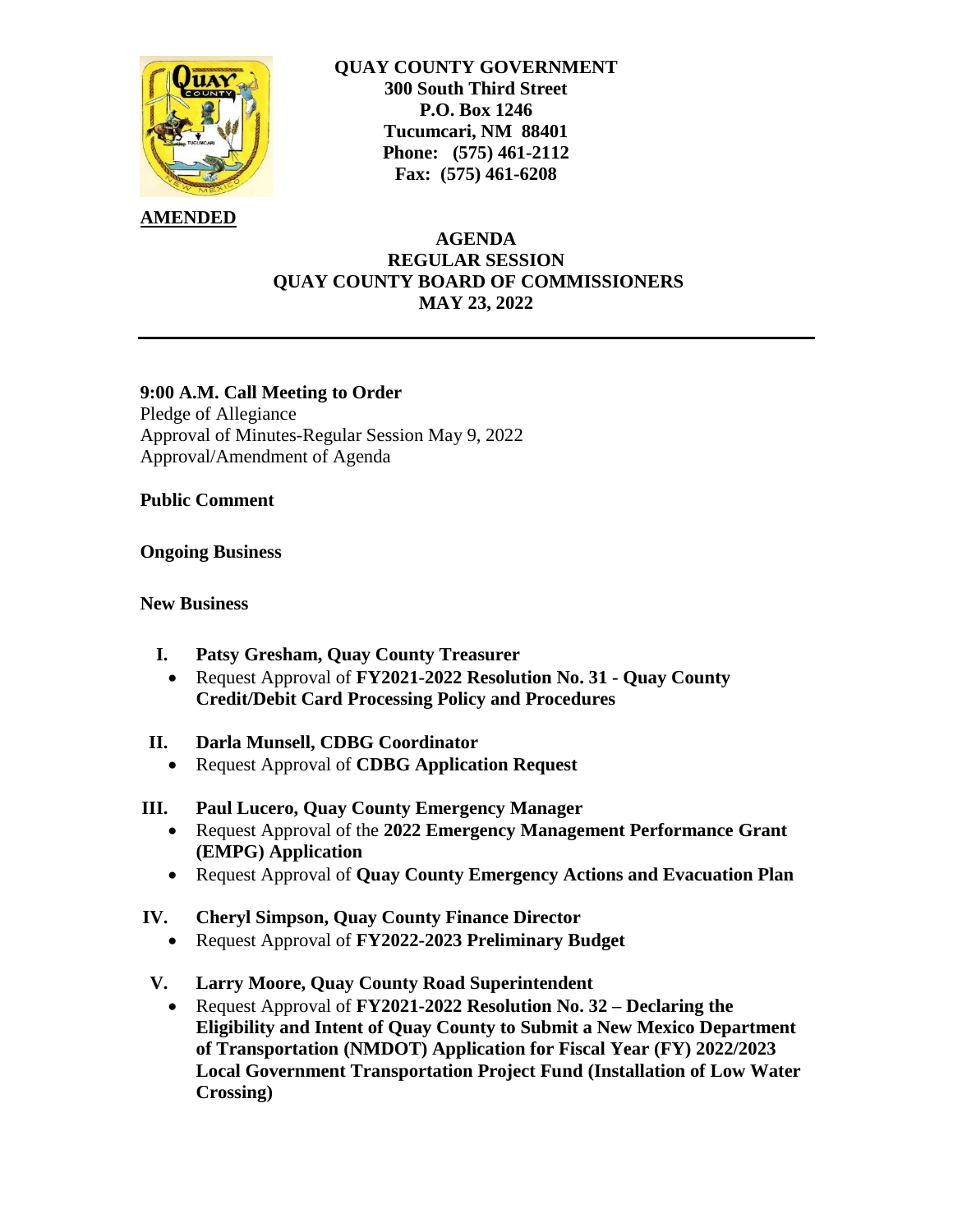**QUAY COUNTY GOVERNMENT**
**300 South Third Street**
**P.O. Box 1246**
**Tucumcari, NM 88401**
**Phone: (575) 461-2112**
**Fax: (575) 461-6208**

**AMENDED**

# AGENDA
## REGULAR SESSION
## QUAY COUNTY BOARD OF COMMISSIONERS
## MAY 23, 2022

---

**9:00 A.M. Call Meeting to Order**
Pledge of Allegiance
Approval of Minutes-Regular Session May 9, 2022
Approval/Amendment of Agenda

**Public Comment**

**Ongoing Business**

**New Business**

I. **Patsy Gresham, Quay County Treasurer**
   - Request Approval of **FY2021-2022 Resolution No. 31 - Quay County Credit/Debit Card Processing Policy and Procedures**

II. **Darla Munsell, CDBG Coordinator**
   - Request Approval of **CDBG Application Request**

III. **Paul Lucero, Quay County Emergency Manager**
   - Request Approval of the **2022 Emergency Management Performance Grant (EMPG) Application**
   - Request Approval of **Quay County Emergency Actions and Evacuation Plan**

IV. **Cheryl Simpson, Quay County Finance Director**
   - Request Approval of **FY2022-2023 Preliminary Budget**

V. **Larry Moore, Quay County Road Superintendent**
   - Request Approval of **FY2021-2022 Resolution No. 32 – Declaring the Eligibility and Intent of Quay County to Submit a New Mexico Department of Transportation (NMDOT) Application for Fiscal Year (FY) 2022/2023 Local Government Transportation Project Fund (Installation of Low Water Crossing)**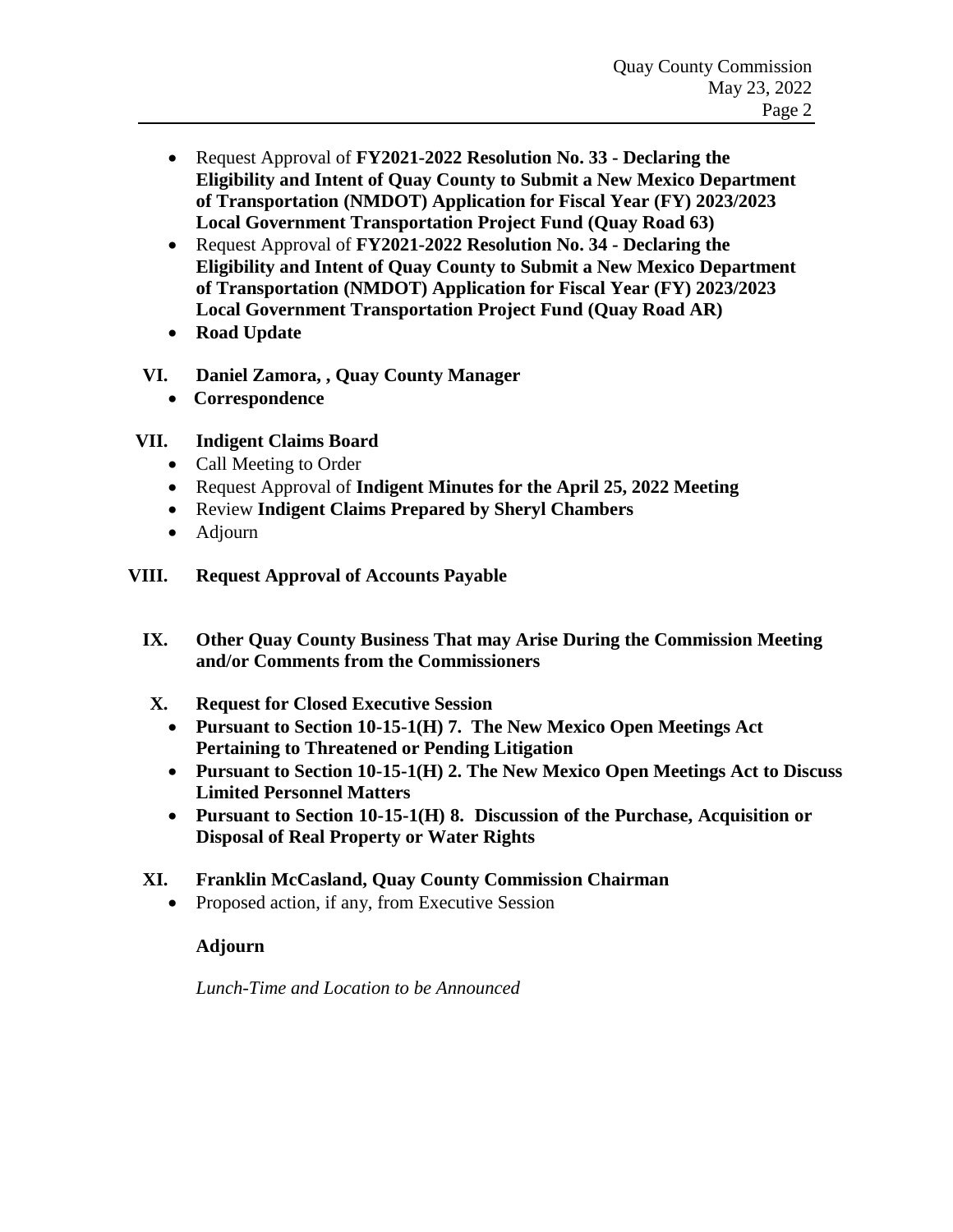- Request Approval of **FY2021-2022 Resolution No. 33 - Declaring the Eligibility and Intent of Quay County to Submit a New Mexico Department of Transportation (NMDOT) Application for Fiscal Year (FY) 2023/2023 Local Government Transportation Project Fund (Quay Road 63)**
- Request Approval of **FY2021-2022 Resolution No. 34 - Declaring the Eligibility and Intent of Quay County to Submit a New Mexico Department of Transportation (NMDOT) Application for Fiscal Year (FY) 2023/2023 Local Government Transportation Project Fund (Quay Road AR)**
- **Road Update**

**VI. Daniel Zamora, , Quay County Manager**

- **Correspondence**

**VII. Indigent Claims Board**

- Call Meeting to Order
- Request Approval of **Indigent Minutes for the April 25, 2022 Meeting**
- Review **Indigent Claims Prepared by Sheryl Chambers**
- Adjourn

**VIII. Request Approval of Accounts Payable**

**IX. Other Quay County Business That may Arise During the Commission Meeting and/or Comments from the Commissioners**

**X. Request for Closed Executive Session**

- **Pursuant to Section 10-15-1(H) 7. The New Mexico Open Meetings Act Pertaining to Threatened or Pending Litigation**
- **Pursuant to Section 10-15-1(H) 2. The New Mexico Open Meetings Act to Discuss Limited Personnel Matters**
- **Pursuant to Section 10-15-1(H) 8. Discussion of the Purchase, Acquisition or Disposal of Real Property or Water Rights**

**XI. Franklin McCasland, Quay County Commission Chairman**

- Proposed action, if any, from Executive Session

**Adjourn**

*Lunch-Time and Location to be Announced*